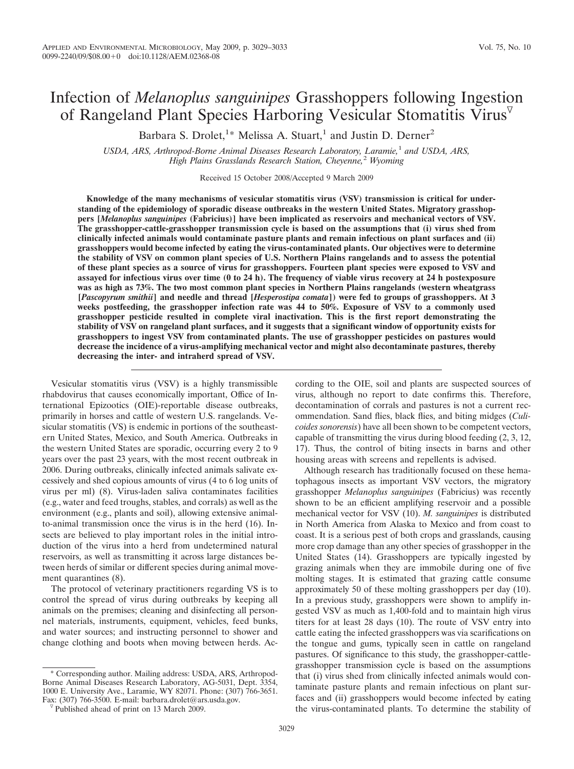# Infection of *Melanoplus sanguinipes* Grasshoppers following Ingestion of Rangeland Plant Species Harboring Vesicular Stomatitis Virus[▽]

Barbara S. Drolet,[1*] Melissa A. Stuart,[1] and Justin D. Derner[2]

*USDA, ARS, Arthropod-Borne Animal Diseases Research Laboratory, Laramie,[1] and USDA, ARS, High Plains Grasslands Research Station, Cheyenne,[2] Wyoming*

Received 15 October 2008/Accepted 9 March 2009

**Knowledge of the many mechanisms of vesicular stomatitis virus (VSV) transmission is critical for understanding of the epidemiology of sporadic disease outbreaks in the western United States. Migratory grasshoppers [*Melanoplus sanguinipes* (Fabricius)] have been implicated as reservoirs and mechanical vectors of VSV. The grasshopper-cattle-grasshopper transmission cycle is based on the assumptions that (i) virus shed from clinically infected animals would contaminate pasture plants and remain infectious on plant surfaces and (ii) grasshoppers would become infected by eating the virus-contaminated plants. Our objectives were to determine the stability of VSV on common plant species of U.S. Northern Plains rangelands and to assess the potential of these plant species as a source of virus for grasshoppers. Fourteen plant species were exposed to VSV and assayed for infectious virus over time (0 to 24 h). The frequency of viable virus recovery at 24 h postexposure was as high as 73%. The two most common plant species in Northern Plains rangelands (western wheatgrass [*Pascopyrum smithii*] and needle and thread [*Hesperostipa comata*]) were fed to groups of grasshoppers. At 3 weeks postfeeding, the grasshopper infection rate was 44 to 50%. Exposure of VSV to a commonly used grasshopper pesticide resulted in complete viral inactivation. This is the first report demonstrating the stability of VSV on rangeland plant surfaces, and it suggests that a significant window of opportunity exists for grasshoppers to ingest VSV from contaminated plants. The use of grasshopper pesticides on pastures would decrease the incidence of a virus-amplifying mechanical vector and might also decontaminate pastures, thereby decreasing the inter- and intraherd spread of VSV.**

Vesicular stomatitis virus (VSV) is a highly transmissible rhabdovirus that causes economically important, Office of International Epizootics (OIE)-reportable disease outbreaks, primarily in horses and cattle of western U.S. rangelands. Vesicular stomatitis (VS) is endemic in portions of the southeastern United States, Mexico, and South America. Outbreaks in the western United States are sporadic, occurring every 2 to 9 years over the past 23 years, with the most recent outbreak in 2006. During outbreaks, clinically infected animals salivate excessively and shed copious amounts of virus (4 to 6 log units of virus per ml) (8). Virus-laden saliva contaminates facilities (e.g., water and feed troughs, stables, and corrals) as well as the environment (e.g., plants and soil), allowing extensive animal-to-animal transmission once the virus is in the herd (16). Insects are believed to play important roles in the initial introduction of the virus into a herd from undetermined natural reservoirs, as well as transmitting it across large distances between herds of similar or different species during animal movement quarantines (8).

The protocol of veterinary practitioners regarding VS is to control the spread of virus during outbreaks by keeping all animals on the premises; cleaning and disinfecting all personnel materials, instruments, equipment, vehicles, feed bunks, and water sources; and instructing personnel to shower and change clothing and boots when moving between herds. According to the OIE, soil and plants are suspected sources of virus, although no report to date confirms this. Therefore, decontamination of corrals and pastures is not a current recommendation. Sand flies, black flies, and biting midges (*Culicoides sonorensis*) have all been shown to be competent vectors, capable of transmitting the virus during blood feeding (2, 3, 12, 17). Thus, the control of biting insects in barns and other housing areas with screens and repellents is advised.

Although research has traditionally focused on these hematophagous insects as important VSV vectors, the migratory grasshopper *Melanoplus sanguinipes* (Fabricius) was recently shown to be an efficient amplifying reservoir and a possible mechanical vector for VSV (10). *M. sanguinipes* is distributed in North America from Alaska to Mexico and from coast to coast. It is a serious pest of both crops and grasslands, causing more crop damage than any other species of grasshopper in the United States (14). Grasshoppers are typically ingested by grazing animals when they are immobile during one of five molting stages. It is estimated that grazing cattle consume approximately 50 of these molting grasshoppers per day (10). In a previous study, grasshoppers were shown to amplify ingested VSV as much as 1,400-fold and to maintain high virus titers for at least 28 days (10). The route of VSV entry into cattle eating the infected grasshoppers was via scarifications on the tongue and gums, typically seen in cattle on rangeland pastures. Of significance to this study, the grasshopper-cattle-grasshopper transmission cycle is based on the assumptions that (i) virus shed from clinically infected animals would contaminate pasture plants and remain infectious on plant surfaces and (ii) grasshoppers would become infected by eating the virus-contaminated plants. To determine the stability of

\* Corresponding author. Mailing address: USDA, ARS, Arthropod-Borne Animal Diseases Research Laboratory, AG-5031, Dept. 3354, 1000 E. University Ave., Laramie, WY 82071. Phone: (307) 766-3651. Fax: (307) 766-3500. E-mail: barbara.drolet@ars.usda.gov.

▽ Published ahead of print on 13 March 2009.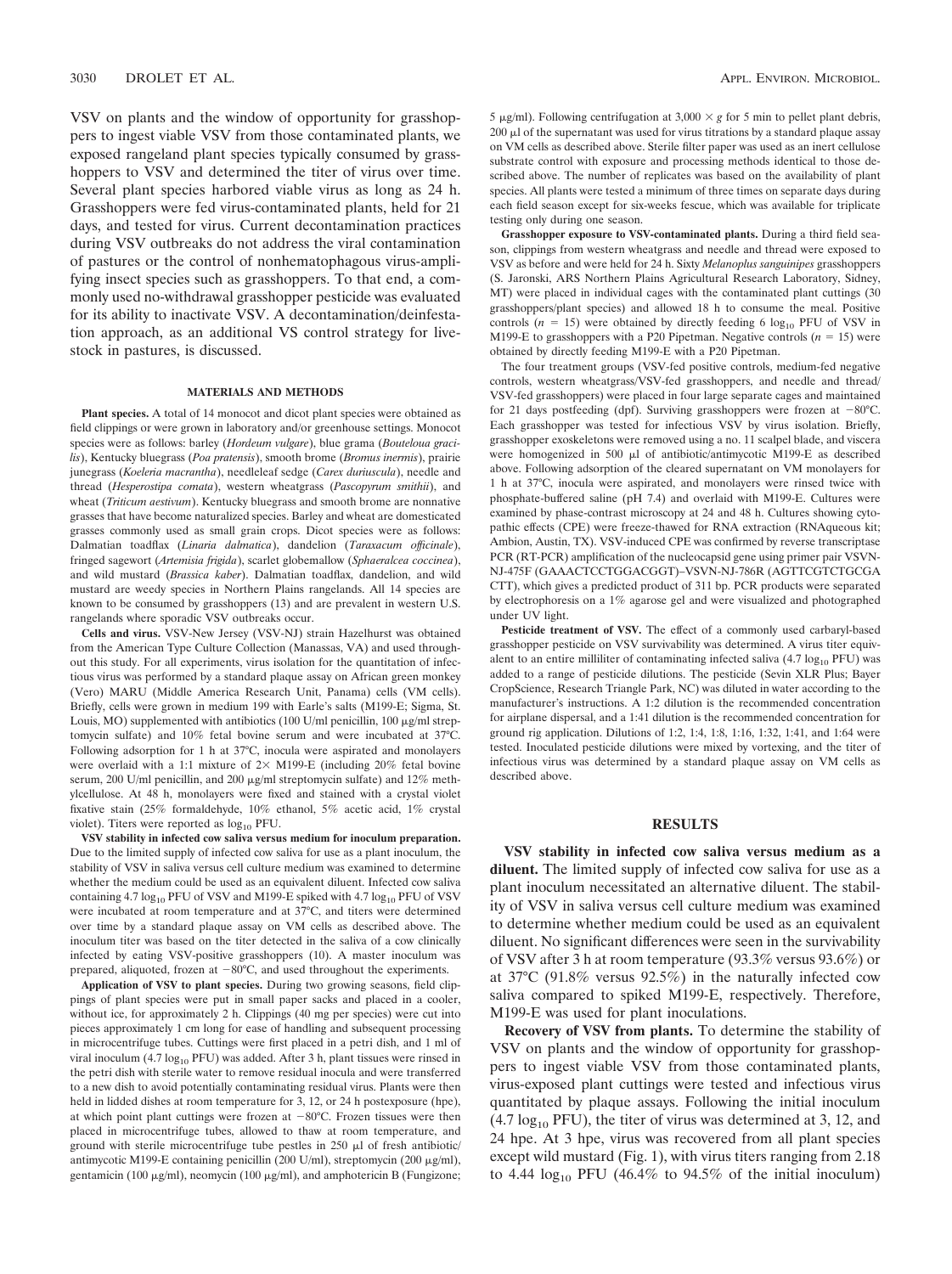VSV on plants and the window of opportunity for grasshoppers to ingest viable VSV from those contaminated plants, we exposed rangeland plant species typically consumed by grasshoppers to VSV and determined the titer of virus over time. Several plant species harbored viable virus as long as 24 h. Grasshoppers were fed virus-contaminated plants, held for 21 days, and tested for virus. Current decontamination practices during VSV outbreaks do not address the viral contamination of pastures or the control of nonhematophagous virus-amplifying insect species such as grasshoppers. To that end, a commonly used no-withdrawal grasshopper pesticide was evaluated for its ability to inactivate VSV. A decontamination/deinfestation approach, as an additional VS control strategy for livestock in pastures, is discussed.

## MATERIALS AND METHODS

**Plant species.** A total of 14 monocot and dicot plant species were obtained as field clippings or were grown in laboratory and/or greenhouse settings. Monocot species were as follows: barley (*Hordeum vulgare*), blue grama (*Bouteloua gracilis*), Kentucky bluegrass (*Poa pratensis*), smooth brome (*Bromus inermis*), prairie junegrass (*Koeleria macrantha*), needleleaf sedge (*Carex duriuscula*), needle and thread (*Hesperostipa comata*), western wheatgrass (*Pascopyrum smithii*), and wheat (*Triticum aestivum*). Kentucky bluegrass and smooth brome are nonnative grasses that have become naturalized species. Barley and wheat are domesticated grasses commonly used as small grain crops. Dicot species were as follows: Dalmatian toadflax (*Linaria dalmatica*), dandelion (*Taraxacum officinale*), fringed sagewort (*Artemisia frigida*), scarlet globemallow (*Sphaeralcea coccinea*), and wild mustard (*Brassica kaber*). Dalmatian toadflax, dandelion, and wild mustard are weedy species in Northern Plains rangelands. All 14 species are known to be consumed by grasshoppers (13) and are prevalent in western U.S. rangelands where sporadic VSV outbreaks occur.

**Cells and virus.** VSV-New Jersey (VSV-NJ) strain Hazelhurst was obtained from the American Type Culture Collection (Manassas, VA) and used throughout this study. For all experiments, virus isolation for the quantitation of infectious virus was performed by a standard plaque assay on African green monkey (Vero) MARU (Middle America Research Unit, Panama) cells (VM cells). Briefly, cells were grown in medium 199 with Earle's salts (M199-E; Sigma, St. Louis, MO) supplemented with antibiotics (100 U/ml penicillin, 100 μg/ml streptomycin sulfate) and 10% fetal bovine serum and were incubated at 37°C. Following adsorption for 1 h at 37°C, inocula were aspirated and monolayers were overlaid with a 1:1 mixture of 2× M199-E (including 20% fetal bovine serum, 200 U/ml penicillin, and 200 μg/ml streptomycin sulfate) and 12% methylcellulose. At 48 h, monolayers were fixed and stained with a crystal violet fixative stain (25% formaldehyde, 10% ethanol, 5% acetic acid, 1% crystal violet). Titers were reported as $\log_{10}$ PFU.

**VSV stability in infected cow saliva versus medium for inoculum preparation.** Due to the limited supply of infected cow saliva for use as a plant inoculum, the stability of VSV in saliva versus cell culture medium was examined to determine whether the medium could be used as an equivalent diluent. Infected cow saliva containing 4.7 $\log_{10}$ PFU of VSV and M199-E spiked with 4.7 $\log_{10}$ PFU of VSV were incubated at room temperature and at 37°C, and titers were determined over time by a standard plaque assay on VM cells as described above. The inoculum titer was based on the titer detected in the saliva of a cow clinically infected by eating VSV-positive grasshoppers (10). A master inoculum was prepared, aliquoted, frozen at −80°C, and used throughout the experiments.

**Application of VSV to plant species.** During two growing seasons, field clippings of plant species were put in small paper sacks and placed in a cooler, without ice, for approximately 2 h. Clippings (40 mg per species) were cut into pieces approximately 1 cm long for ease of handling and subsequent processing in microcentrifuge tubes. Cuttings were first placed in a petri dish, and 1 ml of viral inoculum (4.7 $\log_{10}$ PFU) was added. After 3 h, plant tissues were rinsed in the petri dish with sterile water to remove residual inocula and were transferred to a new dish to avoid potentially contaminating residual virus. Plants were then held in lidded dishes at room temperature for 3, 12, or 24 h postexposure (hpe), at which point plant cuttings were frozen at −80°C. Frozen tissues were then placed in microcentrifuge tubes, allowed to thaw at room temperature, and ground with sterile microcentrifuge tube pestles in 250 μl of fresh antibiotic/antimycotic M199-E containing penicillin (200 U/ml), streptomycin (200 μg/ml), gentamicin (100 μg/ml), neomycin (100 μg/ml), and amphotericin B (Fungizone; 5 μg/ml). Following centrifugation at 3,000 × *g* for 5 min to pellet plant debris, 200 μl of the supernatant was used for virus titrations by a standard plaque assay on VM cells as described above. Sterile filter paper was used as an inert cellulose substrate control with exposure and processing methods identical to those described above. The number of replicates was based on the availability of plant species. All plants were tested a minimum of three times on separate days during each field season except for six-weeks fescue, which was available for triplicate testing only during one season.

**Grasshopper exposure to VSV-contaminated plants.** During a third field season, clippings from western wheatgrass and needle and thread were exposed to VSV as before and were held for 24 h. Sixty *Melanoplus sanguinipes* grasshoppers (S. Jaronski, ARS Northern Plains Agricultural Research Laboratory, Sidney, MT) were placed in individual cages with the contaminated plant cuttings (30 grasshoppers/plant species) and allowed 18 h to consume the meal. Positive controls ($n$ = 15) were obtained by directly feeding 6 $\log_{10}$ PFU of VSV in M199-E to grasshoppers with a P20 Pipetman. Negative controls ($n$ = 15) were obtained by directly feeding M199-E with a P20 Pipetman.

The four treatment groups (VSV-fed positive controls, medium-fed negative controls, western wheatgrass/VSV-fed grasshoppers, and needle and thread/VSV-fed grasshoppers) were placed in four large separate cages and maintained for 21 days postfeeding (dpf). Surviving grasshoppers were frozen at −80°C. Each grasshopper was tested for infectious VSV by virus isolation. Briefly, grasshopper exoskeletons were removed using a no. 11 scalpel blade, and viscera were homogenized in 500 μl of antibiotic/antimycotic M199-E as described above. Following adsorption of the cleared supernatant on VM monolayers for 1 h at 37°C, inocula were aspirated, and monolayers were rinsed twice with phosphate-buffered saline (pH 7.4) and overlaid with M199-E. Cultures were examined by phase-contrast microscopy at 24 and 48 h. Cultures showing cytopathic effects (CPE) were freeze-thawed for RNA extraction (RNAqueous kit; Ambion, Austin, TX). VSV-induced CPE was confirmed by reverse transcriptase PCR (RT-PCR) amplification of the nucleocapsid gene using primer pair VSVN-NJ-475F (GAAACTCCTGGACGGT)–VSVN-NJ-786R (AGTTCGTCTGCGA CTT), which gives a predicted product of 311 bp. PCR products were separated by electrophoresis on a 1% agarose gel and were visualized and photographed under UV light.

**Pesticide treatment of VSV.** The effect of a commonly used carbaryl-based grasshopper pesticide on VSV survivability was determined. A virus titer equivalent to an entire milliliter of contaminating infected saliva (4.7 $\log_{10}$ PFU) was added to a range of pesticide dilutions. The pesticide (Sevin XLR Plus; Bayer CropScience, Research Triangle Park, NC) was diluted in water according to the manufacturer's instructions. A 1:2 dilution is the recommended concentration for airplane dispersal, and a 1:41 dilution is the recommended concentration for ground rig application. Dilutions of 1:2, 1:4, 1:8, 1:16, 1:32, 1:41, and 1:64 were tested. Inoculated pesticide dilutions were mixed by vortexing, and the titer of infectious virus was determined by a standard plaque assay on VM cells as described above.

## RESULTS

**VSV stability in infected cow saliva versus medium as a diluent.** The limited supply of infected cow saliva for use as a plant inoculum necessitated an alternative diluent. The stability of VSV in saliva versus cell culture medium was examined to determine whether medium could be used as an equivalent diluent. No significant differences were seen in the survivability of VSV after 3 h at room temperature (93.3% versus 93.6%) or at 37°C (91.8% versus 92.5%) in the naturally infected cow saliva compared to spiked M199-E, respectively. Therefore, M199-E was used for plant inoculations.

**Recovery of VSV from plants.** To determine the stability of VSV on plants and the window of opportunity for grasshoppers to ingest viable VSV from those contaminated plants, virus-exposed plant cuttings were tested and infectious virus quantitated by plaque assays. Following the initial inoculum (4.7 $\log_{10}$ PFU), the titer of virus was determined at 3, 12, and 24 hpe. At 3 hpe, virus was recovered from all plant species except wild mustard (Fig. 1), with virus titers ranging from 2.18 to 4.44 $\log_{10}$ PFU (46.4% to 94.5% of the initial inoculum)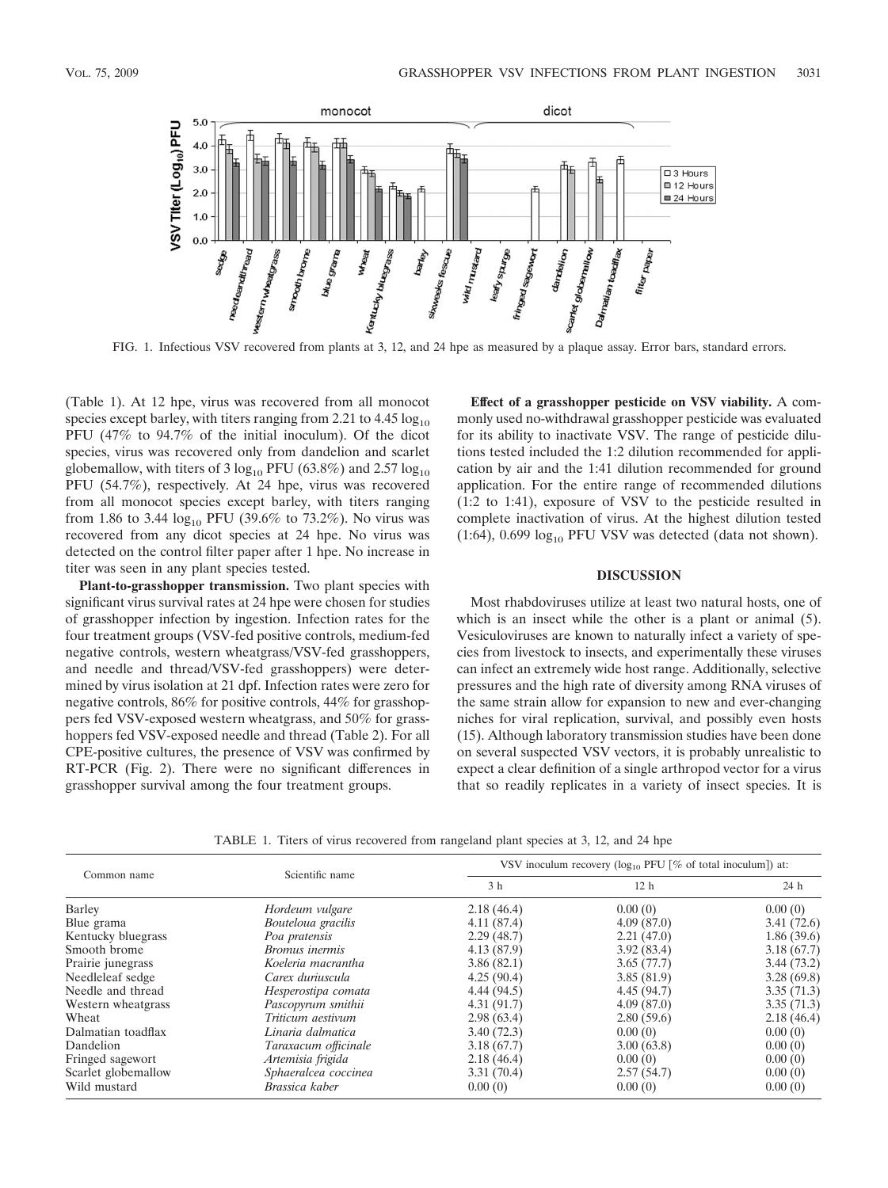FIG. 1. Infectious VSV recovered from plants at 3, 12, and 24 hpe as measured by a plaque assay. Error bars, standard errors.

(Table 1). At 12 hpe, virus was recovered from all monocot species except barley, with titers ranging from 2.21 to 4.45 $\log_{10}$ PFU (47% to 94.7% of the initial inoculum). Of the dicot species, virus was recovered only from dandelion and scarlet globemallow, with titers of 3 $\log_{10}$ PFU (63.8%) and 2.57 $\log_{10}$ PFU (54.7%), respectively. At 24 hpe, virus was recovered from all monocot species except barley, with titers ranging from 1.86 to 3.44 $\log_{10}$ PFU (39.6% to 73.2%). No virus was recovered from any dicot species at 24 hpe. No virus was detected on the control filter paper after 1 hpe. No increase in titer was seen in any plant species tested.

**Plant-to-grasshopper transmission.** Two plant species with significant virus survival rates at 24 hpe were chosen for studies of grasshopper infection by ingestion. Infection rates for the four treatment groups (VSV-fed positive controls, medium-fed negative controls, western wheatgrass/VSV-fed grasshoppers, and needle and thread/VSV-fed grasshoppers) were determined by virus isolation at 21 dpf. Infection rates were zero for negative controls, 86% for positive controls, 44% for grasshoppers fed VSV-exposed western wheatgrass, and 50% for grasshoppers fed VSV-exposed needle and thread (Table 2). For all CPE-positive cultures, the presence of VSV was confirmed by RT-PCR (Fig. 2). There were no significant differences in grasshopper survival among the four treatment groups.

**Effect of a grasshopper pesticide on VSV viability.** A commonly used no-withdrawal grasshopper pesticide was evaluated for its ability to inactivate VSV. The range of pesticide dilutions tested included the 1:2 dilution recommended for application by air and the 1:41 dilution recommended for ground application. For the entire range of recommended dilutions (1:2 to 1:41), exposure of VSV to the pesticide resulted in complete inactivation of virus. At the highest dilution tested (1:64), 0.699 $\log_{10}$ PFU VSV was detected (data not shown).

## DISCUSSION

Most rhabdoviruses utilize at least two natural hosts, one of which is an insect while the other is a plant or animal (5). Vesiculoviruses are known to naturally infect a variety of species from livestock to insects, and experimentally these viruses can infect an extremely wide host range. Additionally, selective pressures and the high rate of diversity among RNA viruses of the same strain allow for expansion to new and ever-changing niches for viral replication, survival, and possibly even hosts (15). Although laboratory transmission studies have been done on several suspected VSV vectors, it is probably unrealistic to expect a clear definition of a single arthropod vector for a virus that so readily replicates in a variety of insect species. It is

TABLE 1. Titers of virus recovered from rangeland plant species at 3, 12, and 24 hpe

| Common name | Scientific name | VSV inoculum recovery ($\log_{10}$ PFU [% of total inoculum]) at: | | |
|---|---|---|---|---|
| | | 3 h | 12 h | 24 h |
| Barley | *Hordeum vulgare* | 2.18 (46.4) | 0.00 (0) | 0.00 (0) |
| Blue grama | *Bouteloua gracilis* | 4.11 (87.4) | 4.09 (87.0) | 3.41 (72.6) |
| Kentucky bluegrass | *Poa pratensis* | 2.29 (48.7) | 2.21 (47.0) | 1.86 (39.6) |
| Smooth brome | *Bromus inermis* | 4.13 (87.9) | 3.92 (83.4) | 3.18 (67.7) |
| Prairie junegrass | *Koeleria macrantha* | 3.86 (82.1) | 3.65 (77.7) | 3.44 (73.2) |
| Needleleaf sedge | *Carex duriuscula* | 4.25 (90.4) | 3.85 (81.9) | 3.28 (69.8) |
| Needle and thread | *Hesperostipa comata* | 4.44 (94.5) | 4.45 (94.7) | 3.35 (71.3) |
| Western wheatgrass | *Pascopyrum smithii* | 4.31 (91.7) | 4.09 (87.0) | 3.35 (71.3) |
| Wheat | *Triticum aestivum* | 2.98 (63.4) | 2.80 (59.6) | 2.18 (46.4) |
| Dalmatian toadflax | *Linaria dalmatica* | 3.40 (72.3) | 0.00 (0) | 0.00 (0) |
| Dandelion | *Taraxacum officinale* | 3.18 (67.7) | 3.00 (63.8) | 0.00 (0) |
| Fringed sagewort | *Artemisia frigida* | 2.18 (46.4) | 0.00 (0) | 0.00 (0) |
| Scarlet globemallow | *Sphaeralcea coccinea* | 3.31 (70.4) | 2.57 (54.7) | 0.00 (0) |
| Wild mustard | *Brassica kaber* | 0.00 (0) | 0.00 (0) | 0.00 (0) |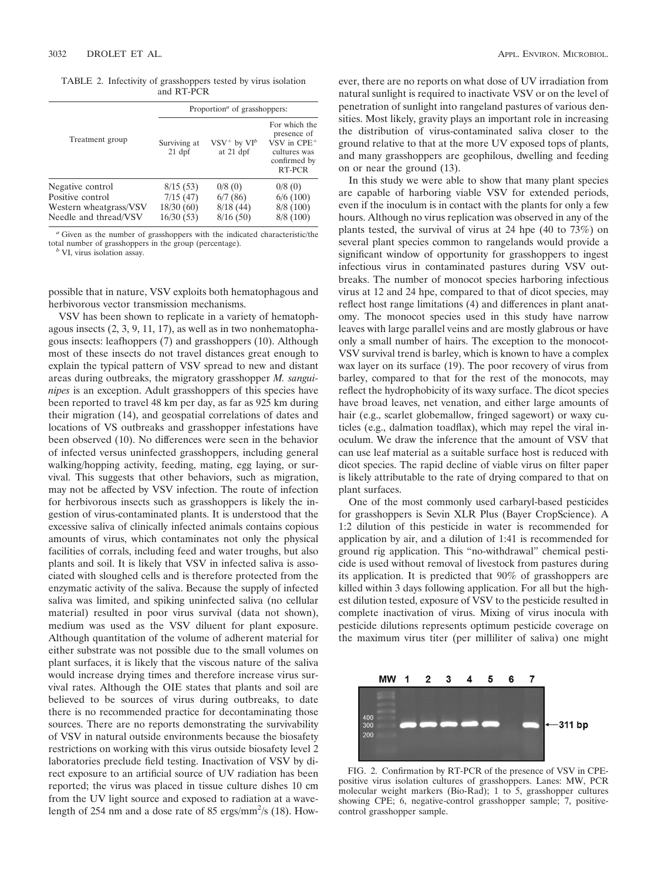TABLE 2. Infectivity of grasshoppers tested by virus isolation and RT-PCR

| Treatment group | Proportion[a] of grasshoppers: | | |
|---|---|---|---|
| | Surviving at 21 dpf | $VSV^+$ by VI[b] at 21 dpf | For which the presence of VSV in $CPE^+$ cultures was confirmed by RT-PCR |
| Negative control | 8/15 (53) | 0/8 (0) | 0/8 (0) |
| Positive control | 7/15 (47) | 6/7 (86) | 6/6 (100) |
| Western wheatgrass/VSV | 18/30 (60) | 8/18 (44) | 8/8 (100) |
| Needle and thread/VSV | 16/30 (53) | 8/16 (50) | 8/8 (100) |

[a] Given as the number of grasshoppers with the indicated characteristic/the total number of grasshoppers in the group (percentage).

[b] VI, virus isolation assay.

possible that in nature, VSV exploits both hematophagous and herbivorous vector transmission mechanisms.

VSV has been shown to replicate in a variety of hematophagous insects (2, 3, 9, 11, 17), as well as in two nonhematophagous insects: leafhoppers (7) and grasshoppers (10). Although most of these insects do not travel distances great enough to explain the typical pattern of VSV spread to new and distant areas during outbreaks, the migratory grasshopper *M. sanguinipes* is an exception. Adult grasshoppers of this species have been reported to travel 48 km per day, as far as 925 km during their migration (14), and geospatial correlations of dates and locations of VS outbreaks and grasshopper infestations have been observed (10). No differences were seen in the behavior of infected versus uninfected grasshoppers, including general walking/hopping activity, feeding, mating, egg laying, or survival. This suggests that other behaviors, such as migration, may not be affected by VSV infection. The route of infection for herbivorous insects such as grasshoppers is likely the ingestion of virus-contaminated plants. It is understood that the excessive saliva of clinically infected animals contains copious amounts of virus, which contaminates not only the physical facilities of corrals, including feed and water troughs, but also plants and soil. It is likely that VSV in infected saliva is associated with sloughed cells and is therefore protected from the enzymatic activity of the saliva. Because the supply of infected saliva was limited, and spiking uninfected saliva (no cellular material) resulted in poor virus survival (data not shown), medium was used as the VSV diluent for plant exposure. Although quantitation of the volume of adherent material for either substrate was not possible due to the small volumes on plant surfaces, it is likely that the viscous nature of the saliva would increase drying times and therefore increase virus survival rates. Although the OIE states that plants and soil are believed to be sources of virus during outbreaks, to date there is no recommended practice for decontaminating those sources. There are no reports demonstrating the survivability of VSV in natural outside environments because the biosafety restrictions on working with this virus outside biosafety level 2 laboratories preclude field testing. Inactivation of VSV by direct exposure to an artificial source of UV radiation has been reported; the virus was placed in tissue culture dishes 10 cm from the UV light source and exposed to radiation at a wavelength of 254 nm and a dose rate of 85 ergs/mm$^2$/s (18). However, there are no reports on what dose of UV irradiation from natural sunlight is required to inactivate VSV or on the level of penetration of sunlight into rangeland pastures of various densities. Most likely, gravity plays an important role in increasing the distribution of virus-contaminated saliva closer to the ground relative to that at the more UV exposed tops of plants, and many grasshoppers are geophilous, dwelling and feeding on or near the ground (13).

In this study we were able to show that many plant species are capable of harboring viable VSV for extended periods, even if the inoculum is in contact with the plants for only a few hours. Although no virus replication was observed in any of the plants tested, the survival of virus at 24 hpe (40 to 73%) on several plant species common to rangelands would provide a significant window of opportunity for grasshoppers to ingest infectious virus in contaminated pastures during VSV outbreaks. The number of monocot species harboring infectious virus at 12 and 24 hpe, compared to that of dicot species, may reflect host range limitations (4) and differences in plant anatomy. The monocot species used in this study have narrow leaves with large parallel veins and are mostly glabrous or have only a small number of hairs. The exception to the monocot-VSV survival trend is barley, which is known to have a complex wax layer on its surface (19). The poor recovery of virus from barley, compared to that for the rest of the monocots, may reflect the hydrophobicity of its waxy surface. The dicot species have broad leaves, net venation, and either large amounts of hair (e.g., scarlet globemallow, fringed sagewort) or waxy cuticles (e.g., dalmation toadflax), which may repel the viral inoculum. We draw the inference that the amount of VSV that can use leaf material as a suitable surface host is reduced with dicot species. The rapid decline of viable virus on filter paper is likely attributable to the rate of drying compared to that on plant surfaces.

One of the most commonly used carbaryl-based pesticides for grasshoppers is Sevin XLR Plus (Bayer CropScience). A 1:2 dilution of this pesticide in water is recommended for application by air, and a dilution of 1:41 is recommended for ground rig application. This "no-withdrawal" chemical pesticide is used without removal of livestock from pastures during its application. It is predicted that 90% of grasshoppers are killed within 3 days following application. For all but the highest dilution tested, exposure of VSV to the pesticide resulted in complete inactivation of virus. Mixing of virus inocula with pesticide dilutions represents optimum pesticide coverage on the maximum virus titer (per milliliter of saliva) one might

FIG. 2. Confirmation by RT-PCR of the presence of VSV in CPE-positive virus isolation cultures of grasshoppers. Lanes: MW, PCR molecular weight markers (Bio-Rad); 1 to 5, grasshopper cultures showing CPE; 6, negative-control grasshopper sample; 7, positive-control grasshopper sample.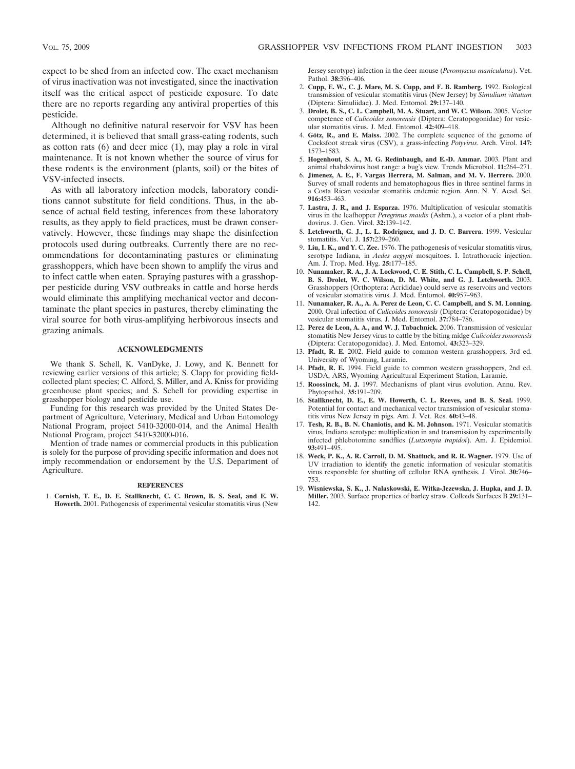expect to be shed from an infected cow. The exact mechanism of virus inactivation was not investigated, since the inactivation itself was the critical aspect of pesticide exposure. To date there are no reports regarding any antiviral properties of this pesticide.

Although no definitive natural reservoir for VSV has been determined, it is believed that small grass-eating rodents, such as cotton rats (6) and deer mice (1), may play a role in viral maintenance. It is not known whether the source of virus for these rodents is the environment (plants, soil) or the bites of VSV-infected insects.

As with all laboratory infection models, laboratory conditions cannot substitute for field conditions. Thus, in the absence of actual field testing, inferences from these laboratory results, as they apply to field practices, must be drawn conservatively. However, these findings may shape the disinfection protocols used during outbreaks. Currently there are no recommendations for decontaminating pastures or eliminating grasshoppers, which have been shown to amplify the virus and to infect cattle when eaten. Spraying pastures with a grasshopper pesticide during VSV outbreaks in cattle and horse herds would eliminate this amplifying mechanical vector and decontaminate the plant species in pastures, thereby eliminating the viral source for both virus-amplifying herbivorous insects and grazing animals.

## ACKNOWLEDGMENTS

We thank S. Schell, K. VanDyke, J. Lowy, and K. Bennett for reviewing earlier versions of this article; S. Clapp for providing field-collected plant species; C. Alford, S. Miller, and A. Kniss for providing greenhouse plant species; and S. Schell for providing expertise in grasshopper biology and pesticide use.

Funding for this research was provided by the United States Department of Agriculture, Veterinary, Medical and Urban Entomology National Program, project 5410-32000-014, and the Animal Health National Program, project 5410-32000-016.

Mention of trade names or commercial products in this publication is solely for the purpose of providing specific information and does not imply recommendation or endorsement by the U.S. Department of Agriculture.

## REFERENCES

1. **Cornish, T. E., D. E. Stallknecht, C. C. Brown, B. S. Seal, and E. W. Howerth.** 2001. Pathogenesis of experimental vesicular stomatitis virus (New Jersey serotype) infection in the deer mouse (*Peromyscus maniculatus*). Vet. Pathol. **38:**396–406.
2. **Cupp, E. W., C. J. Mare, M. S. Cupp, and F. B. Ramberg.** 1992. Biological transmission of vesicular stomatitis virus (New Jersey) by *Simulium vittatum* (Diptera: Simuliidae). J. Med. Entomol. **29:**137–140.
3. **Drolet, B. S., C. L. Campbell, M. A. Stuart, and W. C. Wilson.** 2005. Vector competence of *Culicoides sonorensis* (Diptera: Ceratopogonidae) for vesicular stomatitis virus. J. Med. Entomol. **42:**409–418.
4. **Götz, R., and E. Maiss.** 2002. The complete sequence of the genome of Cocksfoot streak virus (CSV), a grass-infecting *Potyvirus*. Arch. Virol. **147:** 1573–1583.
5. **Hogenhout, S. A., M. G. Redinbaugh, and E.-D. Ammar.** 2003. Plant and animal rhabdovirus host range: a bug's view. Trends Microbiol. **11:**264–271.
6. **Jimenez, A. E., F. Vargas Herrera, M. Salman, and M. V. Herrero.** 2000. Survey of small rodents and hematophagous flies in three sentinel farms in a Costa Rican vesicular stomatitis endemic region. Ann. N. Y. Acad. Sci. **916:**453–463.
7. **Lastra, J. R., and J. Esparza.** 1976. Multiplication of vesicular stomatitis virus in the leafhopper *Peregrinus maidis* (Ashm.), a vector of a plant rhabdovirus. J. Gen. Virol. **32:**139–142.
8. **Letchworth, G. J., L. L. Rodriguez, and J. D. C. Barrera.** 1999. Vesicular stomatitis. Vet. J. **157:**239–260.
9. **Liu, I. K., and Y. C. Zee.** 1976. The pathogenesis of vesicular stomatitis virus, serotype Indiana, in *Aedes aegypti* mosquitoes. I. Intrathoracic injection. Am. J. Trop. Med. Hyg. **25:**177–185.
10. **Nunamaker, R. A., J. A. Lockwood, C. E. Stith, C. L. Campbell, S. P. Schell, B. S. Drolet, W. C. Wilson, D. M. White, and G. J. Letchworth.** 2003. Grasshoppers (Orthoptera: Acrididae) could serve as reservoirs and vectors of vesicular stomatitis virus. J. Med. Entomol. **40:**957–963.
11. **Nunamaker, R. A., A. A. Perez de Leon, C. C. Campbell, and S. M. Lonning.** 2000. Oral infection of *Culicoides sonorensis* (Diptera: Ceratopogonidae) by vesicular stomatitis virus. J. Med. Entomol. **37:**784–786.
12. **Perez de Leon, A. A., and W. J. Tabachnick.** 2006. Transmission of vesicular stomatitis New Jersey virus to cattle by the biting midge *Culicoides sonorensis* (Diptera: Ceratopogonidae). J. Med. Entomol. **43:**323–329.
13. **Pfadt, R. E.** 2002. Field guide to common western grasshoppers, 3rd ed. University of Wyoming, Laramie.
14. **Pfadt, R. E.** 1994. Field guide to common western grasshoppers, 2nd ed. USDA, ARS, Wyoming Agricultural Experiment Station, Laramie.
15. **Roossinck, M. J.** 1997. Mechanisms of plant virus evolution. Annu. Rev. Phytopathol. **35:**191–209.
16. **Stallknecht, D. E., E. W. Howerth, C. L. Reeves, and B. S. Seal.** 1999. Potential for contact and mechanical vector transmission of vesicular stomatitis virus New Jersey in pigs. Am. J. Vet. Res. **60:**43–48.
17. **Tesh, R. B., B. N. Chaniotis, and K. M. Johnson.** 1971. Vesicular stomatitis virus, Indiana serotype: multiplication in and transmission by experimentally infected phlebotomine sandflies (*Lutzomyia trapidoi*). Am. J. Epidemiol. **93:**491–495.
18. **Weck, P. K., A. R. Carroll, D. M. Shattuck, and R. R. Wagner.** 1979. Use of UV irradiation to identify the genetic information of vesicular stomatitis virus responsible for shutting off cellular RNA synthesis. J. Virol. **30:**746–753.
19. **Wisniewska, S. K., J. Nalaskowski, E. Witka-Jezewska, J. Hupka, and J. D. Miller.** 2003. Surface properties of barley straw. Colloids Surfaces B **29:**131–142.